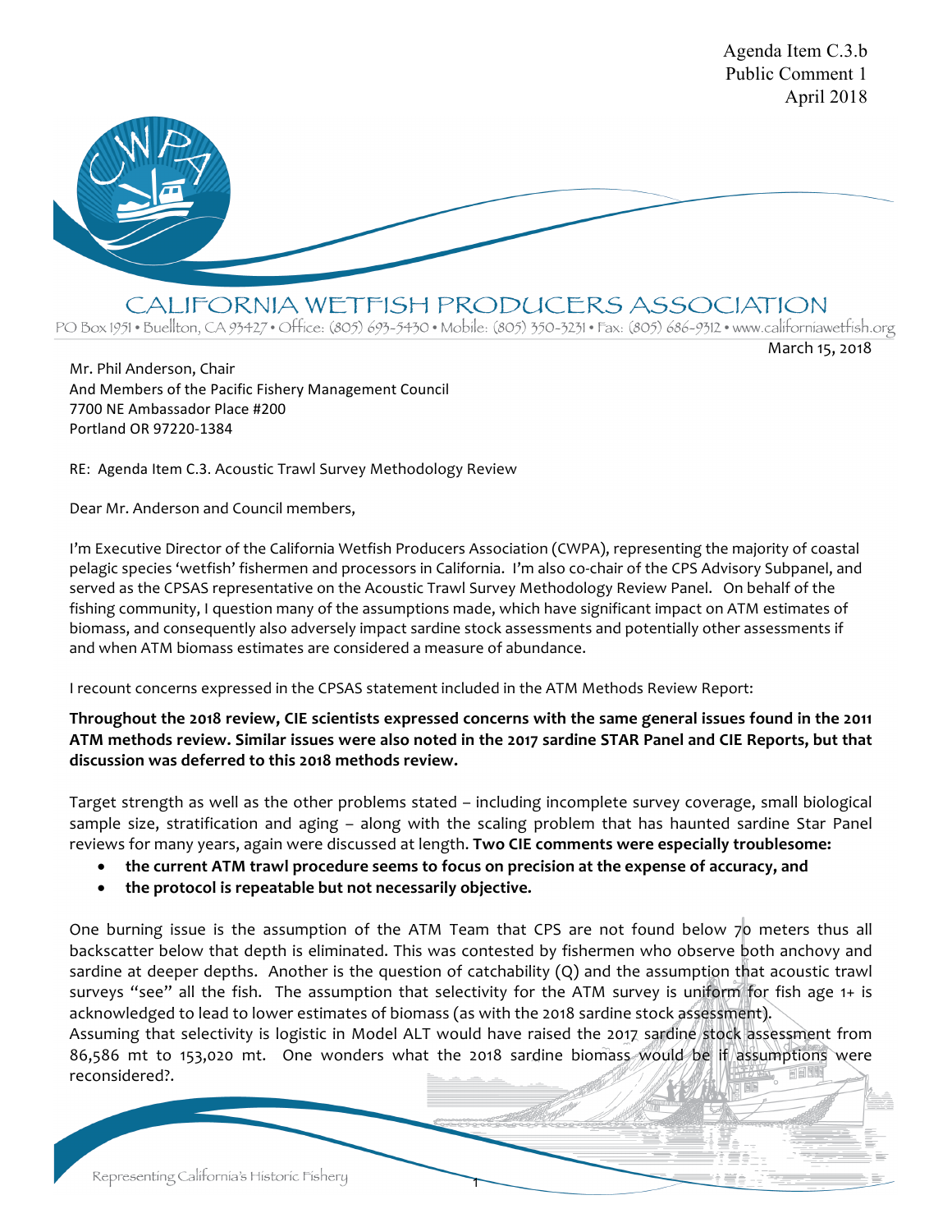Agenda Item C.3.b
Public Comment 1
April 2018

# CALIFORNIA WETFISH PRODUCERS ASSOCIATION

PO Box 1951 • Buellton, CA 93427 • Office: (805) 693-5430 • Mobile: (805) 350-3231 • Fax: (805) 686-9312 • www.californiawetfish.org

March 15, 2018

Mr. Phil Anderson, Chair
And Members of the Pacific Fishery Management Council
7700 NE Ambassador Place #200
Portland OR 97220-1384

RE: Agenda Item C.3. Acoustic Trawl Survey Methodology Review

Dear Mr. Anderson and Council members,

I'm Executive Director of the California Wetfish Producers Association (CWPA), representing the majority of coastal pelagic species 'wetfish' fishermen and processors in California. I'm also co-chair of the CPS Advisory Subpanel, and served as the CPSAS representative on the Acoustic Trawl Survey Methodology Review Panel. On behalf of the fishing community, I question many of the assumptions made, which have significant impact on ATM estimates of biomass, and consequently also adversely impact sardine stock assessments and potentially other assessments if and when ATM biomass estimates are considered a measure of abundance.

I recount concerns expressed in the CPSAS statement included in the ATM Methods Review Report:

**Throughout the 2018 review, CIE scientists expressed concerns with the same general issues found in the 2011 ATM methods review. Similar issues were also noted in the 2017 sardine STAR Panel and CIE Reports, but that discussion was deferred to this 2018 methods review.**

Target strength as well as the other problems stated – including incomplete survey coverage, small biological sample size, stratification and aging – along with the scaling problem that has haunted sardine Star Panel reviews for many years, again were discussed at length. **Two CIE comments were especially troublesome:**

- **the current ATM trawl procedure seems to focus on precision at the expense of accuracy, and**
- **the protocol is repeatable but not necessarily objective.**

One burning issue is the assumption of the ATM Team that CPS are not found below 70 meters thus all backscatter below that depth is eliminated. This was contested by fishermen who observe both anchovy and sardine at deeper depths. Another is the question of catchability (Q) and the assumption that acoustic trawl surveys "see" all the fish. The assumption that selectivity for the ATM survey is uniform for fish age 1+ is acknowledged to lead to lower estimates of biomass (as with the 2018 sardine stock assessment).
Assuming that selectivity is logistic in Model ALT would have raised the 2017 sardine stock assessment from 86,586 mt to 153,020 mt. One wonders what the 2018 sardine biomass would be if assumptions were reconsidered?.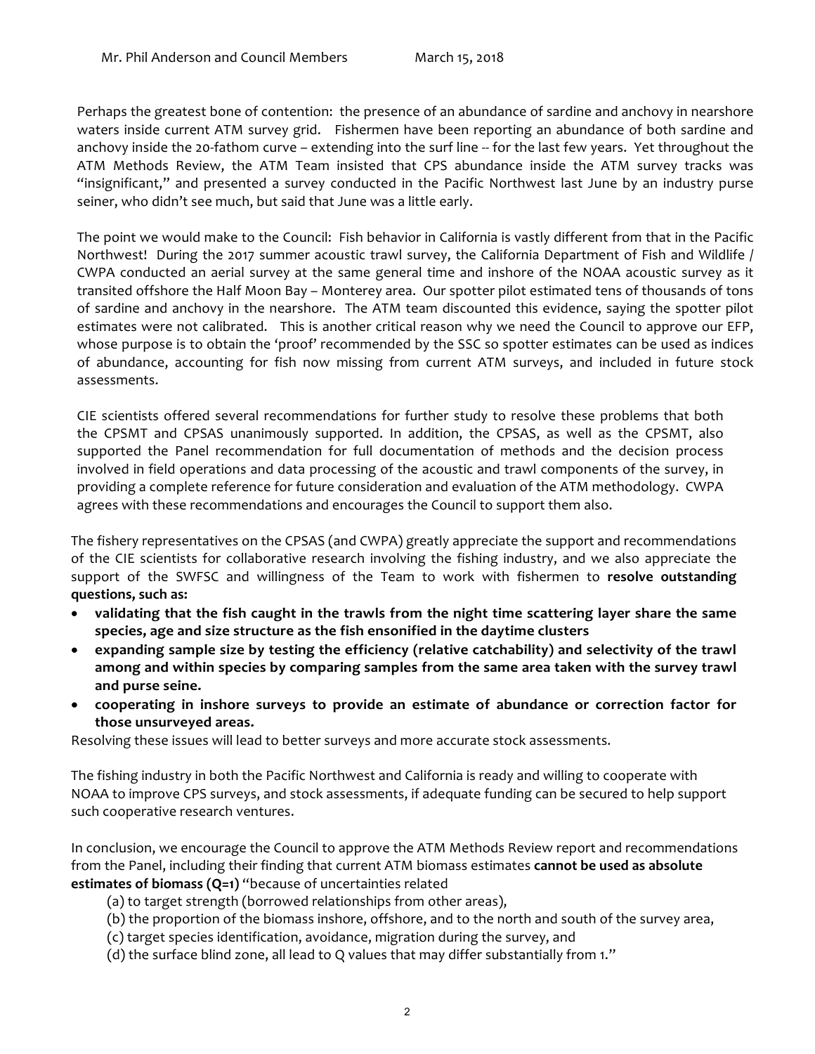Perhaps the greatest bone of contention: the presence of an abundance of sardine and anchovy in nearshore waters inside current ATM survey grid. Fishermen have been reporting an abundance of both sardine and anchovy inside the 20-fathom curve – extending into the surf line -- for the last few years. Yet throughout the ATM Methods Review, the ATM Team insisted that CPS abundance inside the ATM survey tracks was "insignificant," and presented a survey conducted in the Pacific Northwest last June by an industry purse seiner, who didn't see much, but said that June was a little early.

The point we would make to the Council: Fish behavior in California is vastly different from that in the Pacific Northwest! During the 2017 summer acoustic trawl survey, the California Department of Fish and Wildlife / CWPA conducted an aerial survey at the same general time and inshore of the NOAA acoustic survey as it transited offshore the Half Moon Bay – Monterey area. Our spotter pilot estimated tens of thousands of tons of sardine and anchovy in the nearshore. The ATM team discounted this evidence, saying the spotter pilot estimates were not calibrated. This is another critical reason why we need the Council to approve our EFP, whose purpose is to obtain the 'proof' recommended by the SSC so spotter estimates can be used as indices of abundance, accounting for fish now missing from current ATM surveys, and included in future stock assessments.

CIE scientists offered several recommendations for further study to resolve these problems that both the CPSMT and CPSAS unanimously supported. In addition, the CPSAS, as well as the CPSMT, also supported the Panel recommendation for full documentation of methods and the decision process involved in field operations and data processing of the acoustic and trawl components of the survey, in providing a complete reference for future consideration and evaluation of the ATM methodology. CWPA agrees with these recommendations and encourages the Council to support them also.

The fishery representatives on the CPSAS (and CWPA) greatly appreciate the support and recommendations of the CIE scientists for collaborative research involving the fishing industry, and we also appreciate the support of the SWFSC and willingness of the Team to work with fishermen to **resolve outstanding questions, such as:**

- **validating that the fish caught in the trawls from the night time scattering layer share the same species, age and size structure as the fish ensonified in the daytime clusters**
- **expanding sample size by testing the efficiency (relative catchability) and selectivity of the trawl among and within species by comparing samples from the same area taken with the survey trawl and purse seine.**
- **cooperating in inshore surveys to provide an estimate of abundance or correction factor for those unsurveyed areas.**

Resolving these issues will lead to better surveys and more accurate stock assessments.

The fishing industry in both the Pacific Northwest and California is ready and willing to cooperate with NOAA to improve CPS surveys, and stock assessments, if adequate funding can be secured to help support such cooperative research ventures.

In conclusion, we encourage the Council to approve the ATM Methods Review report and recommendations from the Panel, including their finding that current ATM biomass estimates **cannot be used as absolute estimates of biomass (Q=1)** "because of uncertainties related

(a) to target strength (borrowed relationships from other areas),
(b) the proportion of the biomass inshore, offshore, and to the north and south of the survey area,
(c) target species identification, avoidance, migration during the survey, and
(d) the surface blind zone, all lead to Q values that may differ substantially from 1."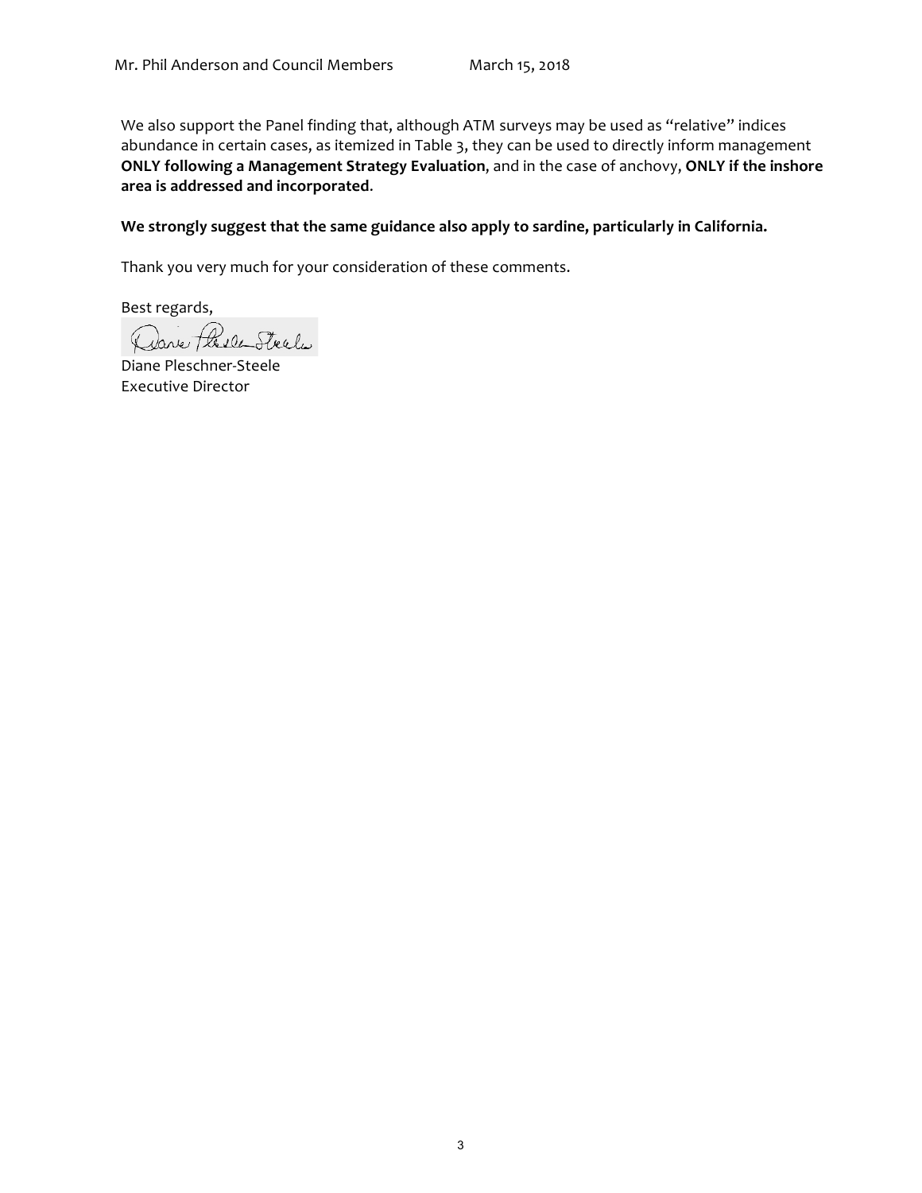We also support the Panel finding that, although ATM surveys may be used as “relative” indices abundance in certain cases, as itemized in Table 3, they can be used to directly inform management **ONLY following a Management Strategy Evaluation**, and in the case of anchovy, **ONLY if the inshore area is addressed and incorporated**.

**We strongly suggest that the same guidance also apply to sardine, particularly in California.**

Thank you very much for your consideration of these comments.

Best regards,

Diane Pleschner-Steele
Executive Director